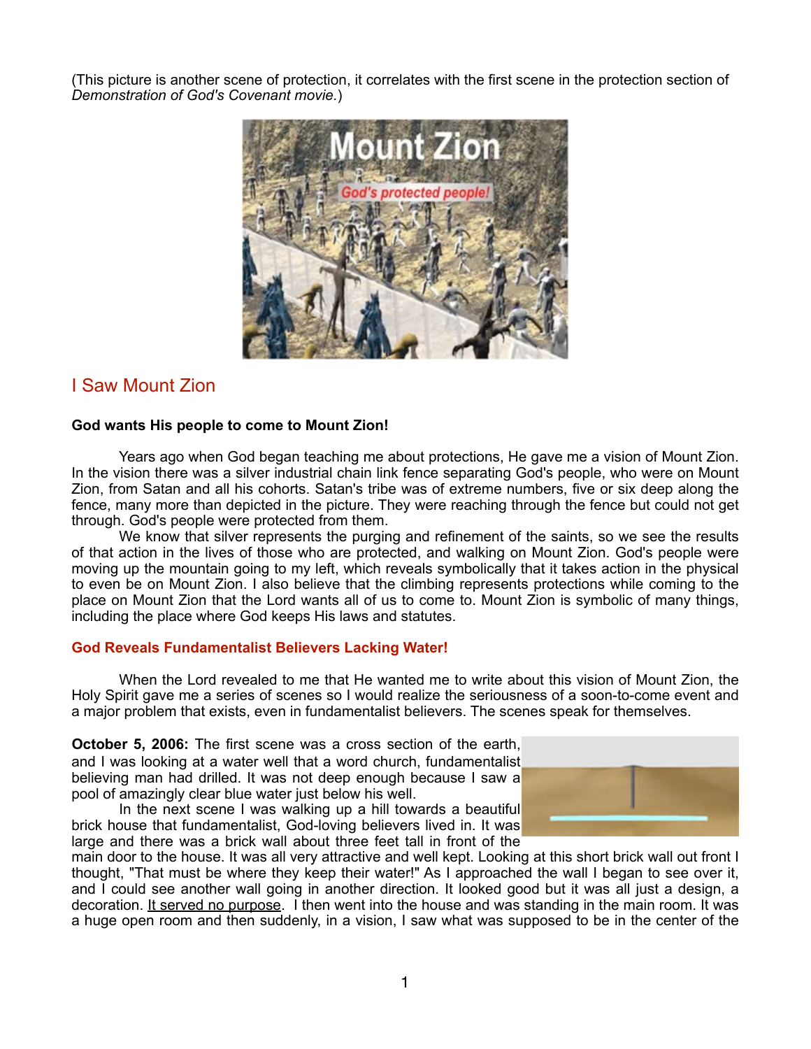(This picture is another scene of protection, it correlates with the first scene in the protection section of *Demonstration of God's Covenant movie.*)

## I Saw Mount Zion

**God wants His people to come to Mount Zion!**

Years ago when God began teaching me about protections, He gave me a vision of Mount Zion. In the vision there was a silver industrial chain link fence separating God's people, who were on Mount Zion, from Satan and all his cohorts. Satan's tribe was of extreme numbers, five or six deep along the fence, many more than depicted in the picture. They were reaching through the fence but could not get through. God's people were protected from them.

We know that silver represents the purging and refinement of the saints, so we see the results of that action in the lives of those who are protected, and walking on Mount Zion. God's people were moving up the mountain going to my left, which reveals symbolically that it takes action in the physical to even be on Mount Zion. I also believe that the climbing represents protections while coming to the place on Mount Zion that the Lord wants all of us to come to. Mount Zion is symbolic of many things, including the place where God keeps His laws and statutes.

**God Reveals Fundamentalist Believers Lacking Water!**

When the Lord revealed to me that He wanted me to write about this vision of Mount Zion, the Holy Spirit gave me a series of scenes so I would realize the seriousness of a soon-to-come event and a major problem that exists, even in fundamentalist believers. The scenes speak for themselves.

**October 5, 2006:** The first scene was a cross section of the earth, and I was looking at a water well that a word church, fundamentalist believing man had drilled. It was not deep enough because I saw a pool of amazingly clear blue water just below his well.

In the next scene I was walking up a hill towards a beautiful brick house that fundamentalist, God-loving believers lived in. It was large and there was a brick wall about three feet tall in front of the main door to the house. It was all very attractive and well kept. Looking at this short brick wall out front I thought, "That must be where they keep their water!" As I approached the wall I began to see over it, and I could see another wall going in another direction. It looked good but it was all just a design, a decoration. <u>It served no purpose</u>. I then went into the house and was standing in the main room. It was a huge open room and then suddenly, in a vision, I saw what was supposed to be in the center of the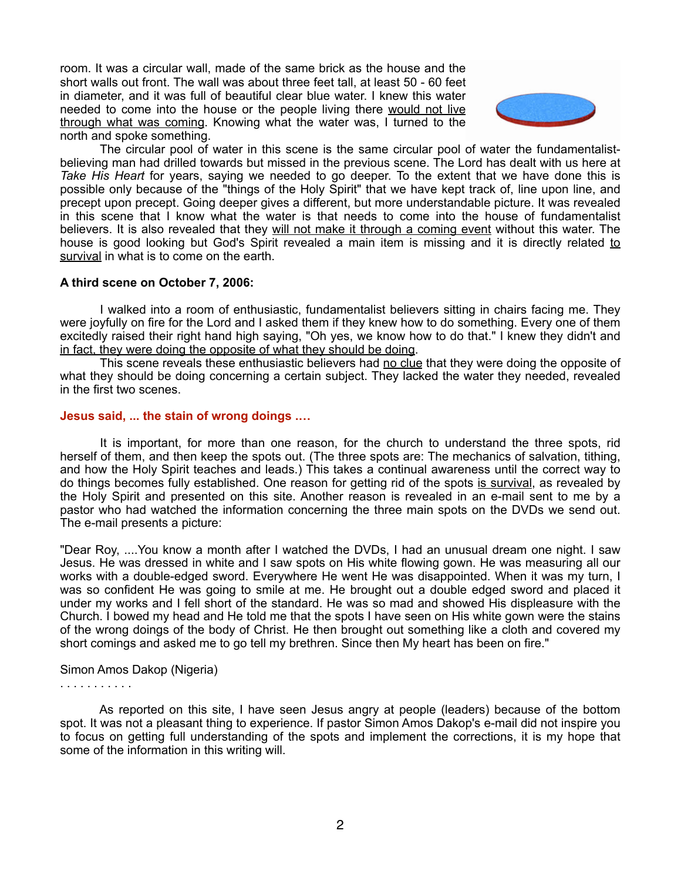room. It was a circular wall, made of the same brick as the house and the short walls out front. The wall was about three feet tall, at least 50 - 60 feet in diameter, and it was full of beautiful clear blue water. I knew this water needed to come into the house or the people living there <u>would not live through what was coming</u>. Knowing what the water was, I turned to the north and spoke something.

The circular pool of water in this scene is the same circular pool of water the fundamentalist-believing man had drilled towards but missed in the previous scene. The Lord has dealt with us here at *Take His Heart* for years, saying we needed to go deeper. To the extent that we have done this is possible only because of the "things of the Holy Spirit" that we have kept track of, line upon line, and precept upon precept. Going deeper gives a different, but more understandable picture. It was revealed in this scene that I know what the water is that needs to come into the house of fundamentalist believers. It is also revealed that they <u>will not make it through a coming event</u> without this water. The house is good looking but God's Spirit revealed a main item is missing and it is directly related <u>to survival</u> in what is to come on the earth.

**A third scene on October 7, 2006:**

I walked into a room of enthusiastic, fundamentalist believers sitting in chairs facing me. They were joyfully on fire for the Lord and I asked them if they knew how to do something. Every one of them excitedly raised their right hand high saying, "Oh yes, we know how to do that." I knew they didn't and <u>in fact, they were doing the opposite of what they should be doing</u>.

This scene reveals these enthusiastic believers had <u>no clue</u> that they were doing the opposite of what they should be doing concerning a certain subject. They lacked the water they needed, revealed in the first two scenes.

**Jesus said, ... the stain of wrong doings ....**

It is important, for more than one reason, for the church to understand the three spots, rid herself of them, and then keep the spots out. (The three spots are: The mechanics of salvation, tithing, and how the Holy Spirit teaches and leads.) This takes a continual awareness until the correct way to do things becomes fully established. One reason for getting rid of the spots <u>is survival</u>, as revealed by the Holy Spirit and presented on this site. Another reason is revealed in an e-mail sent to me by a pastor who had watched the information concerning the three main spots on the DVDs we send out. The e-mail presents a picture:

"Dear Roy, ....You know a month after I watched the DVDs, I had an unusual dream one night. I saw Jesus. He was dressed in white and I saw spots on His white flowing gown. He was measuring all our works with a double-edged sword. Everywhere He went He was disappointed. When it was my turn, I was so confident He was going to smile at me. He brought out a double edged sword and placed it under my works and I fell short of the standard. He was so mad and showed His displeasure with the Church. I bowed my head and He told me that the spots I have seen on His white gown were the stains of the wrong doings of the body of Christ. He then brought out something like a cloth and covered my short comings and asked me to go tell my brethren. Since then My heart has been on fire."

Simon Amos Dakop (Nigeria)

. . . . . . . . . . .

As reported on this site, I have seen Jesus angry at people (leaders) because of the bottom spot. It was not a pleasant thing to experience. If pastor Simon Amos Dakop's e-mail did not inspire you to focus on getting full understanding of the spots and implement the corrections, it is my hope that some of the information in this writing will.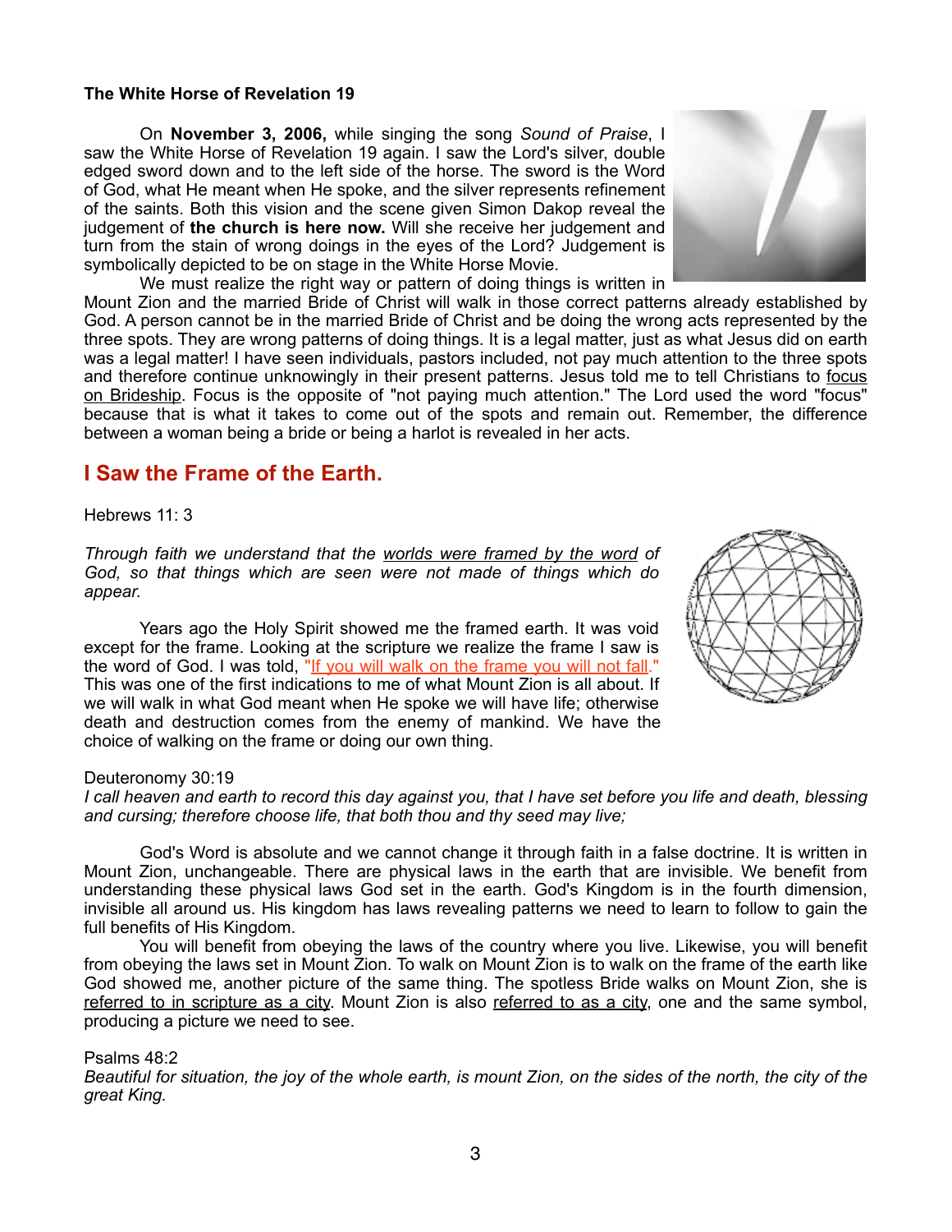**The White Horse of Revelation 19**

On **November 3, 2006,** while singing the song *Sound of Praise*, I saw the White Horse of Revelation 19 again. I saw the Lord's silver, double edged sword down and to the left side of the horse. The sword is the Word of God, what He meant when He spoke, and the silver represents refinement of the saints. Both this vision and the scene given Simon Dakop reveal the judgement of **the church is here now.** Will she receive her judgement and turn from the stain of wrong doings in the eyes of the Lord? Judgement is symbolically depicted to be on stage in the White Horse Movie.

We must realize the right way or pattern of doing things is written in Mount Zion and the married Bride of Christ will walk in those correct patterns already established by God. A person cannot be in the married Bride of Christ and be doing the wrong acts represented by the three spots. They are wrong patterns of doing things. It is a legal matter, just as what Jesus did on earth was a legal matter! I have seen individuals, pastors included, not pay much attention to the three spots and therefore continue unknowingly in their present patterns. Jesus told me to tell Christians to focus on Brideship. Focus is the opposite of "not paying much attention." The Lord used the word "focus" because that is what it takes to come out of the spots and remain out. Remember, the difference between a woman being a bride or being a harlot is revealed in her acts.

## I Saw the Frame of the Earth.

Hebrews 11: 3

*Through faith we understand that the worlds were framed by the word of God, so that things which are seen were not made of things which do appear.*

Years ago the Holy Spirit showed me the framed earth. It was void except for the frame. Looking at the scripture we realize the frame I saw is the word of God. I was told, "If you will walk on the frame you will not fall." This was one of the first indications to me of what Mount Zion is all about. If we will walk in what God meant when He spoke we will have life; otherwise death and destruction comes from the enemy of mankind. We have the choice of walking on the frame or doing our own thing.

Deuteronomy 30:19
*I call heaven and earth to record this day against you, that I have set before you life and death, blessing and cursing; therefore choose life, that both thou and thy seed may live;*

God's Word is absolute and we cannot change it through faith in a false doctrine. It is written in Mount Zion, unchangeable. There are physical laws in the earth that are invisible. We benefit from understanding these physical laws God set in the earth. God's Kingdom is in the fourth dimension, invisible all around us. His kingdom has laws revealing patterns we need to learn to follow to gain the full benefits of His Kingdom.

You will benefit from obeying the laws of the country where you live. Likewise, you will benefit from obeying the laws set in Mount Zion. To walk on Mount Zion is to walk on the frame of the earth like God showed me, another picture of the same thing. The spotless Bride walks on Mount Zion, she is referred to in scripture as a city. Mount Zion is also referred to as a city, one and the same symbol, producing a picture we need to see.

Psalms 48:2
*Beautiful for situation, the joy of the whole earth, is mount Zion, on the sides of the north, the city of the great King.*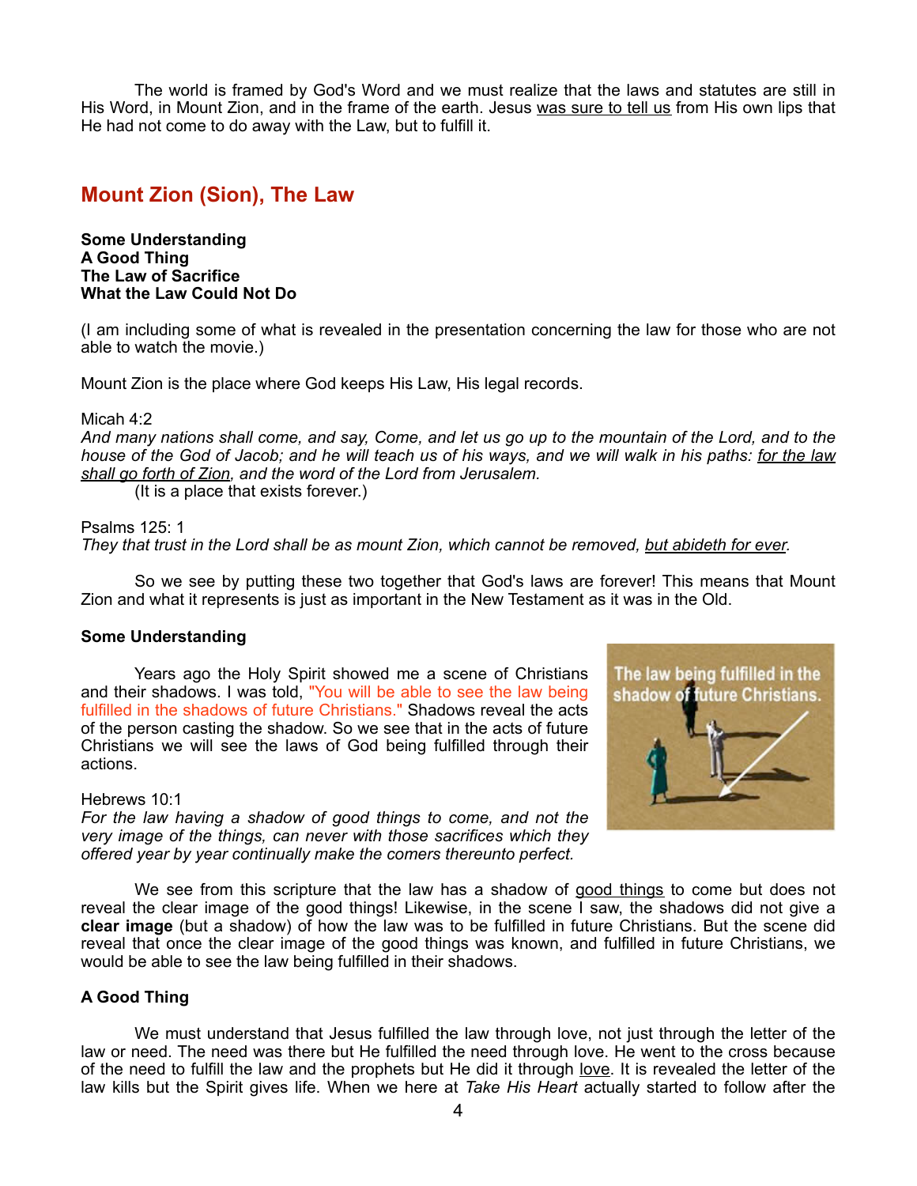The world is framed by God's Word and we must realize that the laws and statutes are still in His Word, in Mount Zion, and in the frame of the earth. Jesus <u>was sure to tell us</u> from His own lips that He had not come to do away with the Law, but to fulfill it.

## Mount Zion (Sion), The Law

**Some Understanding**
**A Good Thing**
**The Law of Sacrifice**
**What the Law Could Not Do**

(I am including some of what is revealed in the presentation concerning the law for those who are not able to watch the movie.)

Mount Zion is the place where God keeps His Law, His legal records.

Micah 4:2
*And many nations shall come, and say, Come, and let us go up to the mountain of the Lord, and to the house of the God of Jacob; and he will teach us of his ways, and we will walk in his paths: <u>for the law shall go forth of Zion</u>, and the word of the Lord from Jerusalem.*
(It is a place that exists forever.)

Psalms 125: 1
*They that trust in the Lord shall be as mount Zion, which cannot be removed, <u>but abideth for ever</u>.*

So we see by putting these two together that God's laws are forever! This means that Mount Zion and what it represents is just as important in the New Testament as it was in the Old.

### Some Understanding

Years ago the Holy Spirit showed me a scene of Christians and their shadows. I was told, "You will be able to see the law being fulfilled in the shadows of future Christians." Shadows reveal the acts of the person casting the shadow. So we see that in the acts of future Christians we will see the laws of God being fulfilled through their actions.

The law being fulfilled in the shadow of future Christians.

Hebrews 10:1
*For the law having a shadow of good things to come, and not the very image of the things, can never with those sacrifices which they offered year by year continually make the comers thereunto perfect.*

We see from this scripture that the law has a shadow of <u>good things</u> to come but does not reveal the clear image of the good things! Likewise, in the scene I saw, the shadows did not give a **clear image** (but a shadow) of how the law was to be fulfilled in future Christians. But the scene did reveal that once the clear image of the good things was known, and fulfilled in future Christians, we would be able to see the law being fulfilled in their shadows.

### A Good Thing

We must understand that Jesus fulfilled the law through love, not just through the letter of the law or need. The need was there but He fulfilled the need through love. He went to the cross because of the need to fulfill the law and the prophets but He did it through <u>love</u>. It is revealed the letter of the law kills but the Spirit gives life. When we here at *Take His Heart* actually started to follow after the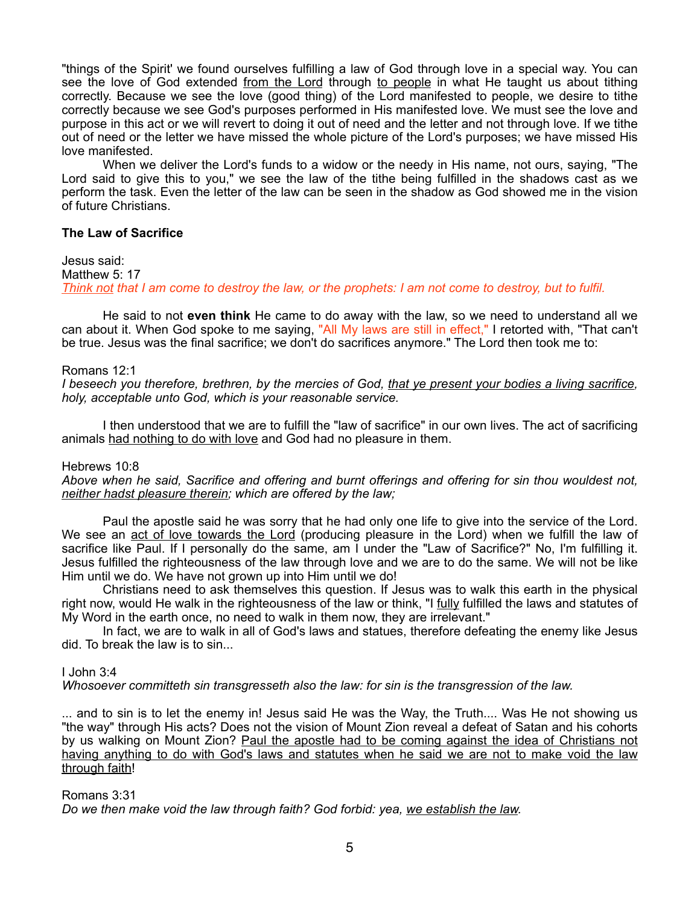"things of the Spirit' we found ourselves fulfilling a law of God through love in a special way. You can see the love of God extended <u>from the Lord</u> through <u>to people</u> in what He taught us about tithing correctly. Because we see the love (good thing) of the Lord manifested to people, we desire to tithe correctly because we see God's purposes performed in His manifested love. We must see the love and purpose in this act or we will revert to doing it out of need and the letter and not through love. If we tithe out of need or the letter we have missed the whole picture of the Lord's purposes; we have missed His love manifested.

When we deliver the Lord's funds to a widow or the needy in His name, not ours, saying, "The Lord said to give this to you," we see the law of the tithe being fulfilled in the shadows cast as we perform the task. Even the letter of the law can be seen in the shadow as God showed me in the vision of future Christians.

**The Law of Sacrifice**

Jesus said:
Matthew 5: 17
*<u>Think not</u> that I am come to destroy the law, or the prophets: I am not come to destroy, but to fulfil.*

He said to not **even think** He came to do away with the law, so we need to understand all we can about it. When God spoke to me saying, "All My laws are still in effect," I retorted with, "That can't be true. Jesus was the final sacrifice; we don't do sacrifices anymore." The Lord then took me to:

Romans 12:1
*I beseech you therefore, brethren, by the mercies of God, <u>that ye present your bodies a living sacrifice</u>, holy, acceptable unto God, which is your reasonable service.*

I then understood that we are to fulfill the "law of sacrifice" in our own lives. The act of sacrificing animals <u>had nothing to do with love</u> and God had no pleasure in them.

Hebrews 10:8
*Above when he said, Sacrifice and offering and burnt offerings and offering for sin thou wouldest not, <u>neither hadst pleasure therein</u>; which are offered by the law;*

Paul the apostle said he was sorry that he had only one life to give into the service of the Lord. We see an <u>act of love towards the Lord</u> (producing pleasure in the Lord) when we fulfill the law of sacrifice like Paul. If I personally do the same, am I under the "Law of Sacrifice?" No, I'm fulfilling it. Jesus fulfilled the righteousness of the law through love and we are to do the same. We will not be like Him until we do. We have not grown up into Him until we do!

Christians need to ask themselves this question. If Jesus was to walk this earth in the physical right now, would He walk in the righteousness of the law or think, "I <u>fully</u> fulfilled the laws and statutes of My Word in the earth once, no need to walk in them now, they are irrelevant."

In fact, we are to walk in all of God's laws and statues, therefore defeating the enemy like Jesus did. To break the law is to sin...

I John 3:4
*Whosoever committeth sin transgresseth also the law: for sin is the transgression of the law.*

... and to sin is to let the enemy in! Jesus said He was the Way, the Truth.... Was He not showing us "the way" through His acts? Does not the vision of Mount Zion reveal a defeat of Satan and his cohorts by us walking on Mount Zion? <u>Paul the apostle had to be coming against the idea of Christians not having anything to do with God's laws and statutes when he said we are not to make void the law through faith</u>!

Romans 3:31
*Do we then make void the law through faith? God forbid: yea, <u>we establish the law</u>.*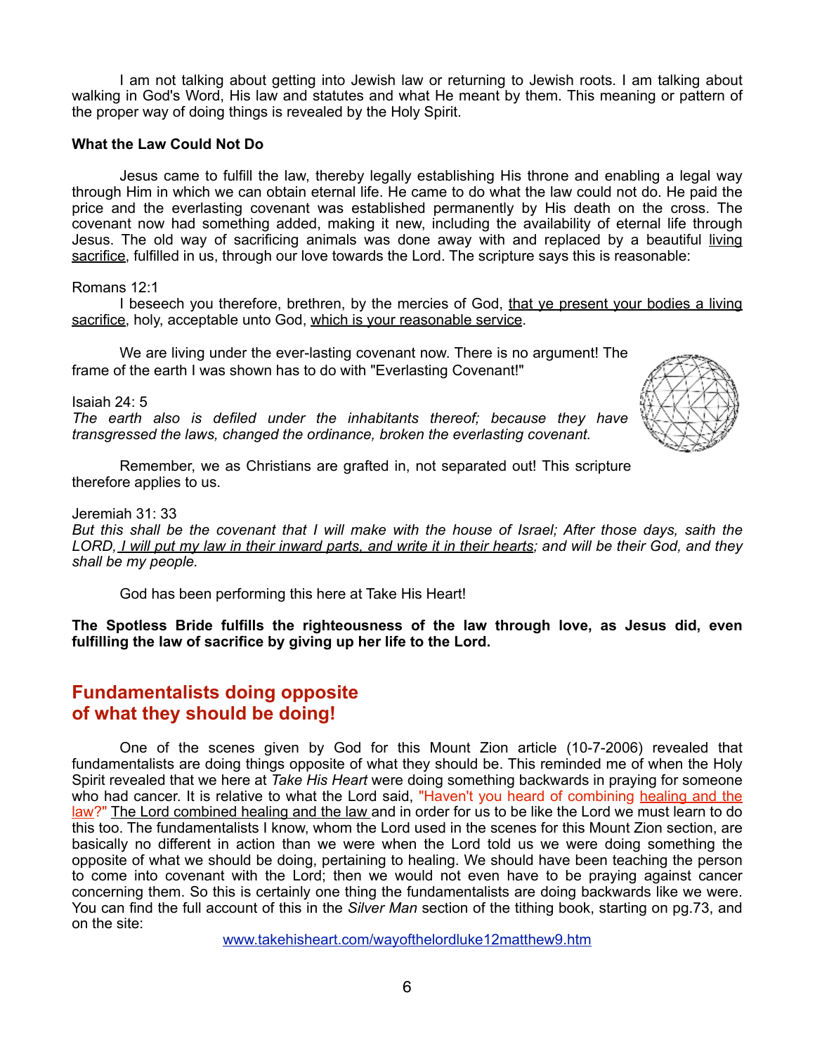I am not talking about getting into Jewish law or returning to Jewish roots. I am talking about walking in God's Word, His law and statutes and what He meant by them. This meaning or pattern of the proper way of doing things is revealed by the Holy Spirit.

**What the Law Could Not Do**

Jesus came to fulfill the law, thereby legally establishing His throne and enabling a legal way through Him in which we can obtain eternal life. He came to do what the law could not do. He paid the price and the everlasting covenant was established permanently by His death on the cross. The covenant now had something added, making it new, including the availability of eternal life through Jesus. The old way of sacrificing animals was done away with and replaced by a beautiful living sacrifice, fulfilled in us, through our love towards the Lord. The scripture says this is reasonable:

Romans 12:1
I beseech you therefore, brethren, by the mercies of God, that ye present your bodies a living sacrifice, holy, acceptable unto God, which is your reasonable service.

We are living under the ever-lasting covenant now. There is no argument! The frame of the earth I was shown has to do with "Everlasting Covenant!"

Isaiah 24: 5
*The earth also is defiled under the inhabitants thereof; because they have transgressed the laws, changed the ordinance, broken the everlasting covenant.*

Remember, we as Christians are grafted in, not separated out! This scripture therefore applies to us.

Jeremiah 31: 33
*But this shall be the covenant that I will make with the house of Israel; After those days, saith the LORD, I will put my law in their inward parts, and write it in their hearts; and will be their God, and they shall be my people.*

God has been performing this here at Take His Heart!

**The Spotless Bride fulfills the righteousness of the law through love, as Jesus did, even fulfilling the law of sacrifice by giving up her life to the Lord.**

## Fundamentalists doing opposite of what they should be doing!

One of the scenes given by God for this Mount Zion article (10-7-2006) revealed that fundamentalists are doing things opposite of what they should be. This reminded me of when the Holy Spirit revealed that we here at *Take His Heart* were doing something backwards in praying for someone who had cancer. It is relative to what the Lord said, "Haven't you heard of combining healing and the law?" The Lord combined healing and the law and in order for us to be like the Lord we must learn to do this too. The fundamentalists I know, whom the Lord used in the scenes for this Mount Zion section, are basically no different in action than we were when the Lord told us we were doing something the opposite of what we should be doing, pertaining to healing. We should have been teaching the person to come into covenant with the Lord; then we would not even have to be praying against cancer concerning them. So this is certainly one thing the fundamentalists are doing backwards like we were. You can find the full account of this in the *Silver Man* section of the tithing book, starting on pg.73, and on the site:

www.takehisheart.com/wayofthelordluke12matthew9.htm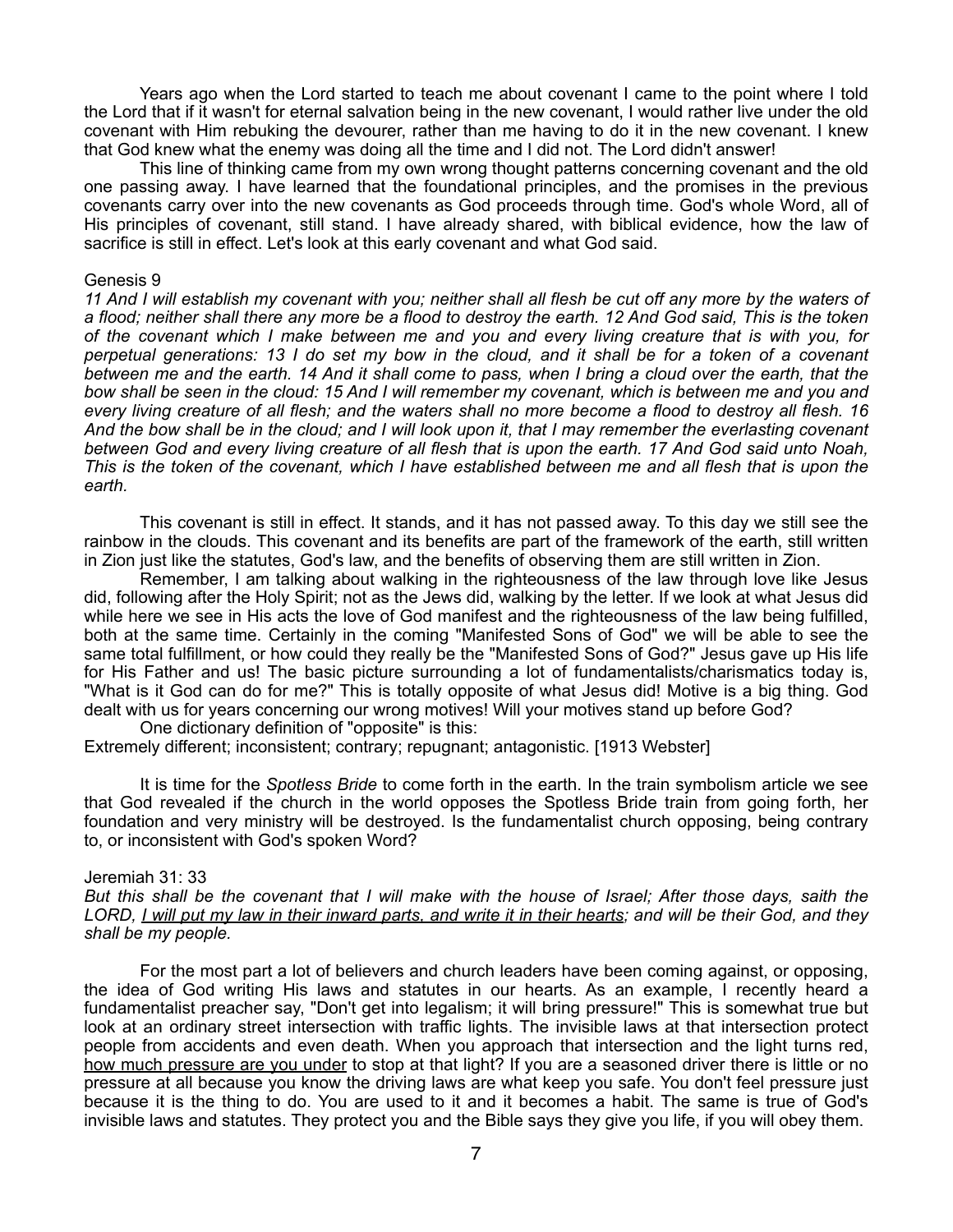Years ago when the Lord started to teach me about covenant I came to the point where I told the Lord that if it wasn't for eternal salvation being in the new covenant, I would rather live under the old covenant with Him rebuking the devourer, rather than me having to do it in the new covenant. I knew that God knew what the enemy was doing all the time and I did not. The Lord didn't answer!

This line of thinking came from my own wrong thought patterns concerning covenant and the old one passing away. I have learned that the foundational principles, and the promises in the previous covenants carry over into the new covenants as God proceeds through time. God's whole Word, all of His principles of covenant, still stand. I have already shared, with biblical evidence, how the law of sacrifice is still in effect. Let's look at this early covenant and what God said.

Genesis 9

*11 And I will establish my covenant with you; neither shall all flesh be cut off any more by the waters of a flood; neither shall there any more be a flood to destroy the earth. 12 And God said, This is the token of the covenant which I make between me and you and every living creature that is with you, for perpetual generations: 13 I do set my bow in the cloud, and it shall be for a token of a covenant between me and the earth. 14 And it shall come to pass, when I bring a cloud over the earth, that the bow shall be seen in the cloud: 15 And I will remember my covenant, which is between me and you and every living creature of all flesh; and the waters shall no more become a flood to destroy all flesh. 16 And the bow shall be in the cloud; and I will look upon it, that I may remember the everlasting covenant between God and every living creature of all flesh that is upon the earth. 17 And God said unto Noah, This is the token of the covenant, which I have established between me and all flesh that is upon the earth.*

This covenant is still in effect. It stands, and it has not passed away. To this day we still see the rainbow in the clouds. This covenant and its benefits are part of the framework of the earth, still written in Zion just like the statutes, God's law, and the benefits of observing them are still written in Zion.

Remember, I am talking about walking in the righteousness of the law through love like Jesus did, following after the Holy Spirit; not as the Jews did, walking by the letter. If we look at what Jesus did while here we see in His acts the love of God manifest and the righteousness of the law being fulfilled, both at the same time. Certainly in the coming "Manifested Sons of God" we will be able to see the same total fulfillment, or how could they really be the "Manifested Sons of God?" Jesus gave up His life for His Father and us! The basic picture surrounding a lot of fundamentalists/charismatics today is, "What is it God can do for me?" This is totally opposite of what Jesus did! Motive is a big thing. God dealt with us for years concerning our wrong motives! Will your motives stand up before God?

One dictionary definition of "opposite" is this:

Extremely different; inconsistent; contrary; repugnant; antagonistic. [1913 Webster]

It is time for the *Spotless Bride* to come forth in the earth. In the train symbolism article we see that God revealed if the church in the world opposes the Spotless Bride train from going forth, her foundation and very ministry will be destroyed. Is the fundamentalist church opposing, being contrary to, or inconsistent with God's spoken Word?

Jeremiah 31: 33

*But this shall be the covenant that I will make with the house of Israel; After those days, saith the LORD, <u>I will put my law in their inward parts, and write it in their hearts</u>; and will be their God, and they shall be my people.*

For the most part a lot of believers and church leaders have been coming against, or opposing, the idea of God writing His laws and statutes in our hearts. As an example, I recently heard a fundamentalist preacher say, "Don't get into legalism; it will bring pressure!" This is somewhat true but look at an ordinary street intersection with traffic lights. The invisible laws at that intersection protect people from accidents and even death. When you approach that intersection and the light turns red, <u>how much pressure are you under</u> to stop at that light? If you are a seasoned driver there is little or no pressure at all because you know the driving laws are what keep you safe. You don't feel pressure just because it is the thing to do. You are used to it and it becomes a habit. The same is true of God's invisible laws and statutes. They protect you and the Bible says they give you life, if you will obey them.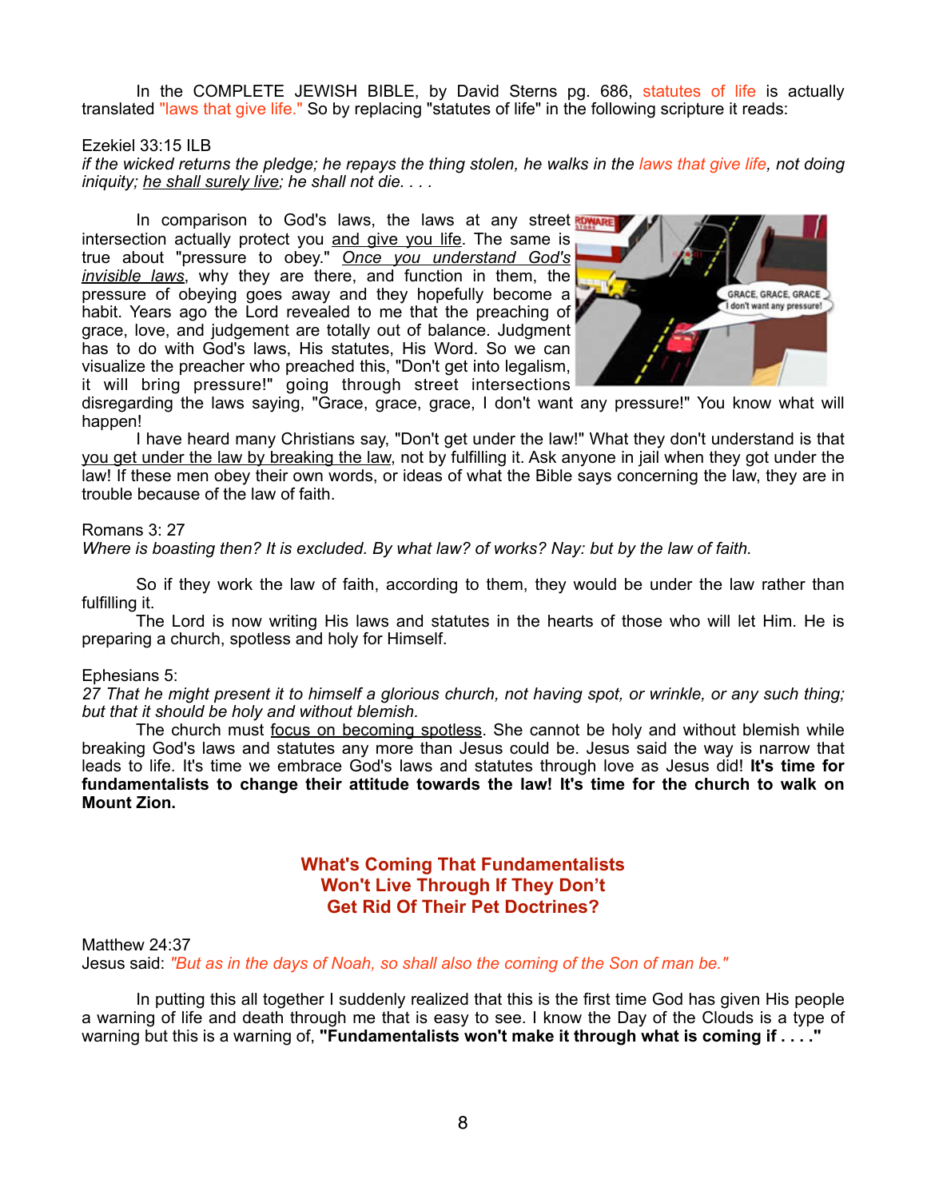In the COMPLETE JEWISH BIBLE, by David Sterns pg. 686, statutes of life is actually translated "laws that give life." So by replacing "statutes of life" in the following scripture it reads:

Ezekiel 33:15 ILB
*if the wicked returns the pledge; he repays the thing stolen, he walks in the laws that give life, not doing iniquity; he shall surely live; he shall not die. . . .*

In comparison to God's laws, the laws at any street intersection actually protect you and give you life. The same is true about "pressure to obey." *Once you understand God's invisible laws*, why they are there, and function in them, the pressure of obeying goes away and they hopefully become a habit. Years ago the Lord revealed to me that the preaching of grace, love, and judgement are totally out of balance. Judgment has to do with God's laws, His statutes, His Word. So we can visualize the preacher who preached this, "Don't get into legalism, it will bring pressure!" going through street intersections disregarding the laws saying, "Grace, grace, grace, I don't want any pressure!" You know what will happen!

I have heard many Christians say, "Don't get under the law!" What they don't understand is that you get under the law by breaking the law, not by fulfilling it. Ask anyone in jail when they got under the law! If these men obey their own words, or ideas of what the Bible says concerning the law, they are in trouble because of the law of faith.

Romans 3: 27
*Where is boasting then? It is excluded. By what law? of works? Nay: but by the law of faith.*

So if they work the law of faith, according to them, they would be under the law rather than fulfilling it.

The Lord is now writing His laws and statutes in the hearts of those who will let Him. He is preparing a church, spotless and holy for Himself.

Ephesians 5:
*27 That he might present it to himself a glorious church, not having spot, or wrinkle, or any such thing; but that it should be holy and without blemish.*

The church must focus on becoming spotless. She cannot be holy and without blemish while breaking God's laws and statutes any more than Jesus could be. Jesus said the way is narrow that leads to life. It's time we embrace God's laws and statutes through love as Jesus did! **It's time for fundamentalists to change their attitude towards the law! It's time for the church to walk on Mount Zion.**

## What's Coming That Fundamentalists Won't Live Through If They Don't Get Rid Of Their Pet Doctrines?

Matthew 24:37
Jesus said: *"But as in the days of Noah, so shall also the coming of the Son of man be."*

In putting this all together I suddenly realized that this is the first time God has given His people a warning of life and death through me that is easy to see. I know the Day of the Clouds is a type of warning but this is a warning of, **"Fundamentalists won't make it through what is coming if . . . ."**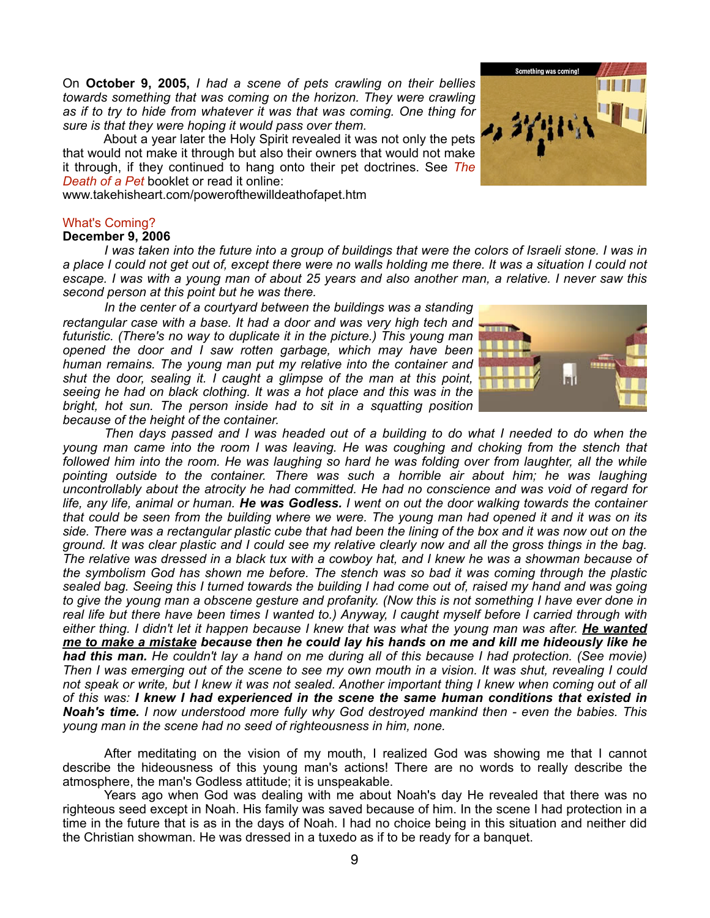On **October 9, 2005,** *I had a scene of pets crawling on their bellies towards something that was coming on the horizon. They were crawling as if to try to hide from whatever it was that was coming. One thing for sure is that they were hoping it would pass over them.*

About a year later the Holy Spirit revealed it was not only the pets that would not make it through but also their owners that would not make it through, if they continued to hang onto their pet doctrines. See *The Death of a Pet* booklet or read it online: www.takehisheart.com/powerofthewilldeathofapet.htm

## What's Coming?

**December 9, 2006**

*I was taken into the future into a group of buildings that were the colors of Israeli stone. I was in a place I could not get out of, except there were no walls holding me there. It was a situation I could not escape. I was with a young man of about 25 years and also another man, a relative. I never saw this second person at this point but he was there.*

*In the center of a courtyard between the buildings was a standing rectangular case with a base. It had a door and was very high tech and futuristic. (There's no way to duplicate it in the picture.) This young man opened the door and I saw rotten garbage, which may have been human remains. The young man put my relative into the container and shut the door, sealing it. I caught a glimpse of the man at this point, seeing he had on black clothing. It was a hot place and this was in the bright, hot sun. The person inside had to sit in a squatting position because of the height of the container.*

*Then days passed and I was headed out of a building to do what I needed to do when the young man came into the room I was leaving. He was coughing and choking from the stench that followed him into the room. He was laughing so hard he was folding over from laughter, all the while pointing outside to the container. There was such a horrible air about him; he was laughing uncontrollably about the atrocity he had committed. He had no conscience and was void of regard for life, any life, animal or human.* ***He was Godless.*** *I went on out the door walking towards the container that could be seen from the building where we were. The young man had opened it and it was on its side. There was a rectangular plastic cube that had been the lining of the box and it was now out on the ground. It was clear plastic and I could see my relative clearly now and all the gross things in the bag. The relative was dressed in a black tux with a cowboy hat, and I knew he was a showman because of the symbolism God has shown me before. The stench was so bad it was coming through the plastic sealed bag. Seeing this I turned towards the building I had come out of, raised my hand and was going to give the young man a obscene gesture and profanity. (Now this is not something I have ever done in real life but there have been times I wanted to.) Anyway, I caught myself before I carried through with either thing. I didn't let it happen because I knew that was what the young man was after.* ***<u>He wanted me to make a mistake</u> because then he could lay his hands on me and kill me hideously like he had this man.*** *He couldn't lay a hand on me during all of this because I had protection. (See movie) Then I was emerging out of the scene to see my own mouth in a vision. It was shut, revealing I could not speak or write, but I knew it was not sealed. Another important thing I knew when coming out of all of this was:* ***I knew I had experienced in the scene the same human conditions that existed in Noah's time.*** *I now understood more fully why God destroyed mankind then - even the babies. This young man in the scene had no seed of righteousness in him, none.*

After meditating on the vision of my mouth, I realized God was showing me that I cannot describe the hideousness of this young man's actions! There are no words to really describe the atmosphere, the man's Godless attitude; it is unspeakable.

Years ago when God was dealing with me about Noah's day He revealed that there was no righteous seed except in Noah. His family was saved because of him. In the scene I had protection in a time in the future that is as in the days of Noah. I had no choice being in this situation and neither did the Christian showman. He was dressed in a tuxedo as if to be ready for a banquet.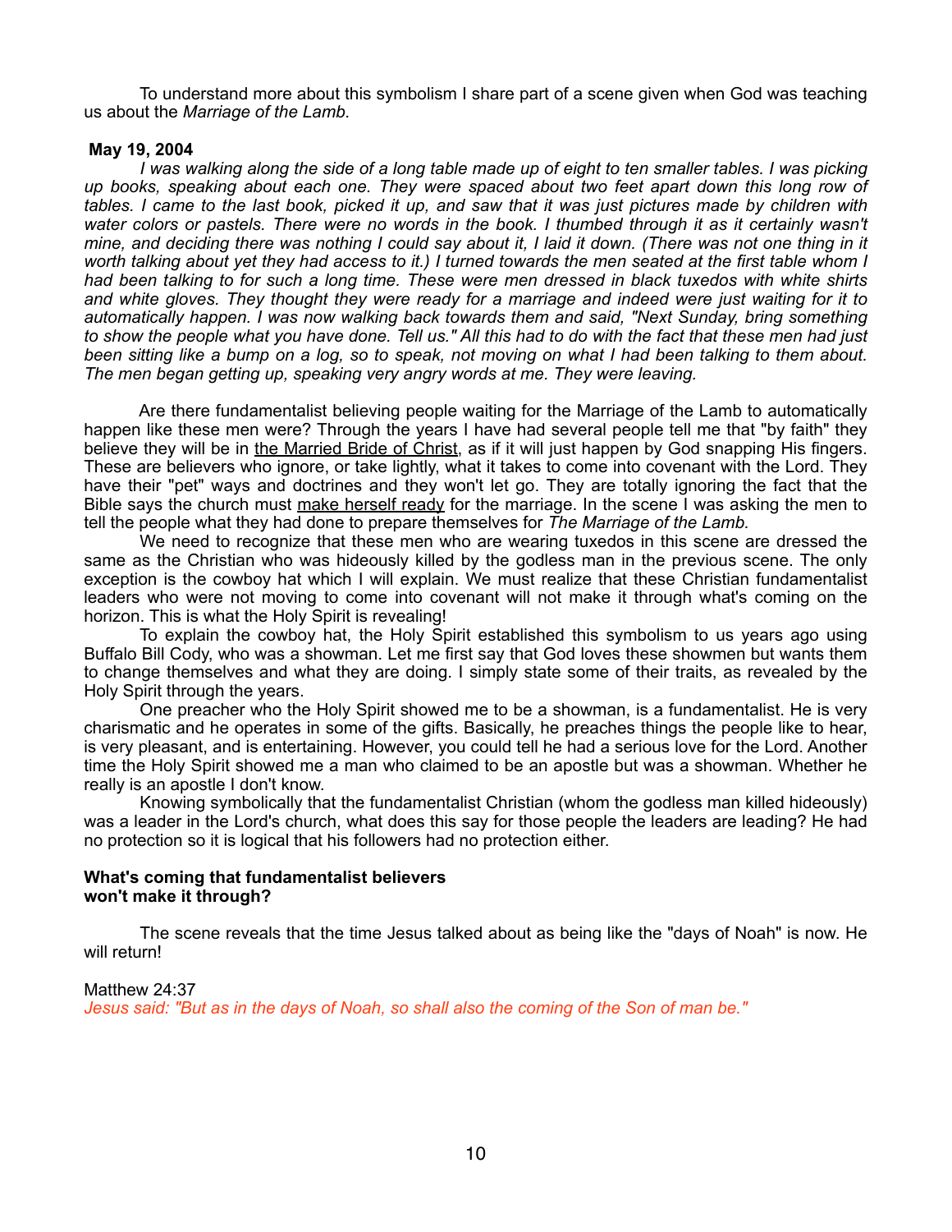To understand more about this symbolism I share part of a scene given when God was teaching us about the *Marriage of the Lamb.*

**May 19, 2004**

*I was walking along the side of a long table made up of eight to ten smaller tables. I was picking up books, speaking about each one. They were spaced about two feet apart down this long row of tables. I came to the last book, picked it up, and saw that it was just pictures made by children with water colors or pastels. There were no words in the book. I thumbed through it as it certainly wasn't mine, and deciding there was nothing I could say about it, I laid it down. (There was not one thing in it worth talking about yet they had access to it.) I turned towards the men seated at the first table whom I had been talking to for such a long time. These were men dressed in black tuxedos with white shirts and white gloves. They thought they were ready for a marriage and indeed were just waiting for it to automatically happen. I was now walking back towards them and said, "Next Sunday, bring something to show the people what you have done. Tell us." All this had to do with the fact that these men had just been sitting like a bump on a log, so to speak, not moving on what I had been talking to them about. The men began getting up, speaking very angry words at me. They were leaving.*

Are there fundamentalist believing people waiting for the Marriage of the Lamb to automatically happen like these men were? Through the years I have had several people tell me that "by faith" they believe they will be in <u>the Married Bride of Christ</u>, as if it will just happen by God snapping His fingers. These are believers who ignore, or take lightly, what it takes to come into covenant with the Lord. They have their "pet" ways and doctrines and they won't let go. They are totally ignoring the fact that the Bible says the church must <u>make herself ready</u> for the marriage. In the scene I was asking the men to tell the people what they had done to prepare themselves for *The Marriage of the Lamb.*

We need to recognize that these men who are wearing tuxedos in this scene are dressed the same as the Christian who was hideously killed by the godless man in the previous scene. The only exception is the cowboy hat which I will explain. We must realize that these Christian fundamentalist leaders who were not moving to come into covenant will not make it through what's coming on the horizon. This is what the Holy Spirit is revealing!

To explain the cowboy hat, the Holy Spirit established this symbolism to us years ago using Buffalo Bill Cody, who was a showman. Let me first say that God loves these showmen but wants them to change themselves and what they are doing. I simply state some of their traits, as revealed by the Holy Spirit through the years.

One preacher who the Holy Spirit showed me to be a showman, is a fundamentalist. He is very charismatic and he operates in some of the gifts. Basically, he preaches things the people like to hear, is very pleasant, and is entertaining. However, you could tell he had a serious love for the Lord. Another time the Holy Spirit showed me a man who claimed to be an apostle but was a showman. Whether he really is an apostle I don't know.

Knowing symbolically that the fundamentalist Christian (whom the godless man killed hideously) was a leader in the Lord's church, what does this say for those people the leaders are leading? He had no protection so it is logical that his followers had no protection either.

**What's coming that fundamentalist believers won't make it through?**

The scene reveals that the time Jesus talked about as being like the "days of Noah" is now. He will return!

Matthew 24:37
*Jesus said: "But as in the days of Noah, so shall also the coming of the Son of man be."*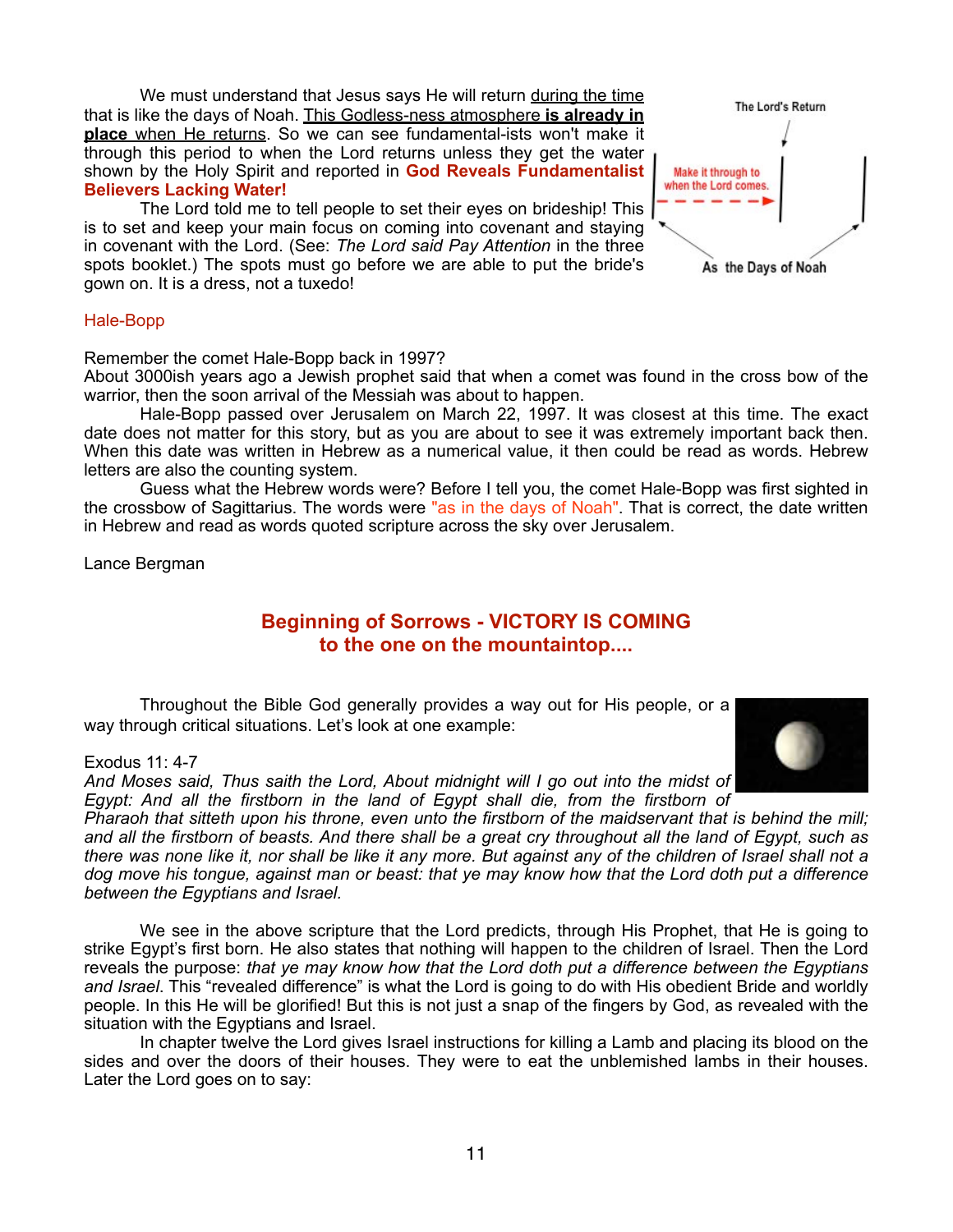We must understand that Jesus says He will return during the time that is like the days of Noah. This Godless-ness atmosphere **is already in place** when He returns. So we can see fundamental-ists won't make it through this period to when the Lord returns unless they get the water shown by the Holy Spirit and reported in **God Reveals Fundamentalist Believers Lacking Water!**

The Lord told me to tell people to set their eyes on brideship! This is to set and keep your main focus on coming into covenant and staying in covenant with the Lord. (See: *The Lord said Pay Attention* in the three spots booklet.) The spots must go before we are able to put the bride's gown on. It is a dress, not a tuxedo!

The Lord's Return

Make it through to when the Lord comes.

As the Days of Noah

Hale-Bopp

Remember the comet Hale-Bopp back in 1997?

About 3000ish years ago a Jewish prophet said that when a comet was found in the cross bow of the warrior, then the soon arrival of the Messiah was about to happen.

Hale-Bopp passed over Jerusalem on March 22, 1997. It was closest at this time. The exact date does not matter for this story, but as you are about to see it was extremely important back then. When this date was written in Hebrew as a numerical value, it then could be read as words. Hebrew letters are also the counting system.

Guess what the Hebrew words were? Before I tell you, the comet Hale-Bopp was first sighted in the crossbow of Sagittarius. The words were "as in the days of Noah". That is correct, the date written in Hebrew and read as words quoted scripture across the sky over Jerusalem.

Lance Bergman

## Beginning of Sorrows - VICTORY IS COMING to the one on the mountaintop....

Throughout the Bible God generally provides a way out for His people, or a way through critical situations. Let's look at one example:

Exodus 11: 4-7

*And Moses said, Thus saith the Lord, About midnight will I go out into the midst of Egypt: And all the firstborn in the land of Egypt shall die, from the firstborn of Pharaoh that sitteth upon his throne, even unto the firstborn of the maidservant that is behind the mill; and all the firstborn of beasts. And there shall be a great cry throughout all the land of Egypt, such as there was none like it, nor shall be like it any more. But against any of the children of Israel shall not a dog move his tongue, against man or beast: that ye may know how that the Lord doth put a difference between the Egyptians and Israel.*

We see in the above scripture that the Lord predicts, through His Prophet, that He is going to strike Egypt's first born. He also states that nothing will happen to the children of Israel. Then the Lord reveals the purpose: *that ye may know how that the Lord doth put a difference between the Egyptians and Israel*. This "revealed difference" is what the Lord is going to do with His obedient Bride and worldly people. In this He will be glorified! But this is not just a snap of the fingers by God, as revealed with the situation with the Egyptians and Israel.

In chapter twelve the Lord gives Israel instructions for killing a Lamb and placing its blood on the sides and over the doors of their houses. They were to eat the unblemished lambs in their houses. Later the Lord goes on to say: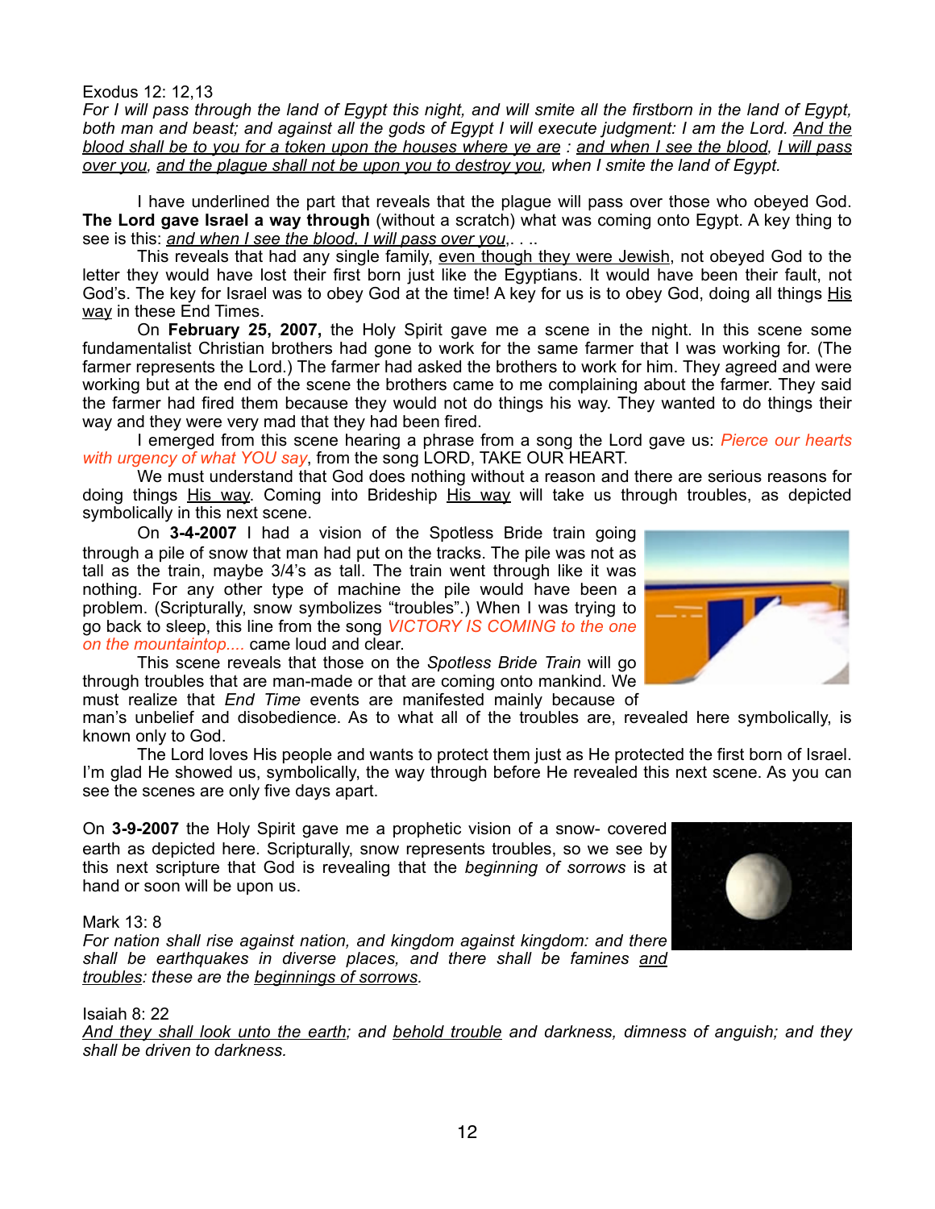Exodus 12: 12,13

*For I will pass through the land of Egypt this night, and will smite all the firstborn in the land of Egypt, both man and beast; and against all the gods of Egypt I will execute judgment: I am the Lord. And the blood shall be to you for a token upon the houses where ye are : and when I see the blood, I will pass over you, and the plague shall not be upon you to destroy you, when I smite the land of Egypt.*

I have underlined the part that reveals that the plague will pass over those who obeyed God. **The Lord gave Israel a way through** (without a scratch) what was coming onto Egypt. A key thing to see is this: *and when I see the blood, I will pass over you*,. . ..

This reveals that had any single family, even though they were Jewish, not obeyed God to the letter they would have lost their first born just like the Egyptians. It would have been their fault, not God's. The key for Israel was to obey God at the time! A key for us is to obey God, doing all things His way in these End Times.

On **February 25, 2007,** the Holy Spirit gave me a scene in the night. In this scene some fundamentalist Christian brothers had gone to work for the same farmer that I was working for. (The farmer represents the Lord.) The farmer had asked the brothers to work for him. They agreed and were working but at the end of the scene the brothers came to me complaining about the farmer. They said the farmer had fired them because they would not do things his way. They wanted to do things their way and they were very mad that they had been fired.

I emerged from this scene hearing a phrase from a song the Lord gave us: *Pierce our hearts with urgency of what YOU say*, from the song LORD, TAKE OUR HEART.

We must understand that God does nothing without a reason and there are serious reasons for doing things His way. Coming into Brideship His way will take us through troubles, as depicted symbolically in this next scene.

On **3-4-2007** I had a vision of the Spotless Bride train going through a pile of snow that man had put on the tracks. The pile was not as tall as the train, maybe 3/4's as tall. The train went through like it was nothing. For any other type of machine the pile would have been a problem. (Scripturally, snow symbolizes "troubles".) When I was trying to go back to sleep, this line from the song *VICTORY IS COMING to the one on the mountaintop....* came loud and clear.

This scene reveals that those on the *Spotless Bride Train* will go through troubles that are man-made or that are coming onto mankind. We must realize that *End Time* events are manifested mainly because of man's unbelief and disobedience. As to what all of the troubles are, revealed here symbolically, is known only to God.

The Lord loves His people and wants to protect them just as He protected the first born of Israel. I'm glad He showed us, symbolically, the way through before He revealed this next scene. As you can see the scenes are only five days apart.

On **3-9-2007** the Holy Spirit gave me a prophetic vision of a snow- covered earth as depicted here. Scripturally, snow represents troubles, so we see by this next scripture that God is revealing that the *beginning of sorrows* is at hand or soon will be upon us.

Mark 13: 8

*For nation shall rise against nation, and kingdom against kingdom: and there shall be earthquakes in diverse places, and there shall be famines and troubles: these are the beginnings of sorrows.*

Isaiah 8: 22

*And they shall look unto the earth; and behold trouble and darkness, dimness of anguish; and they shall be driven to darkness.*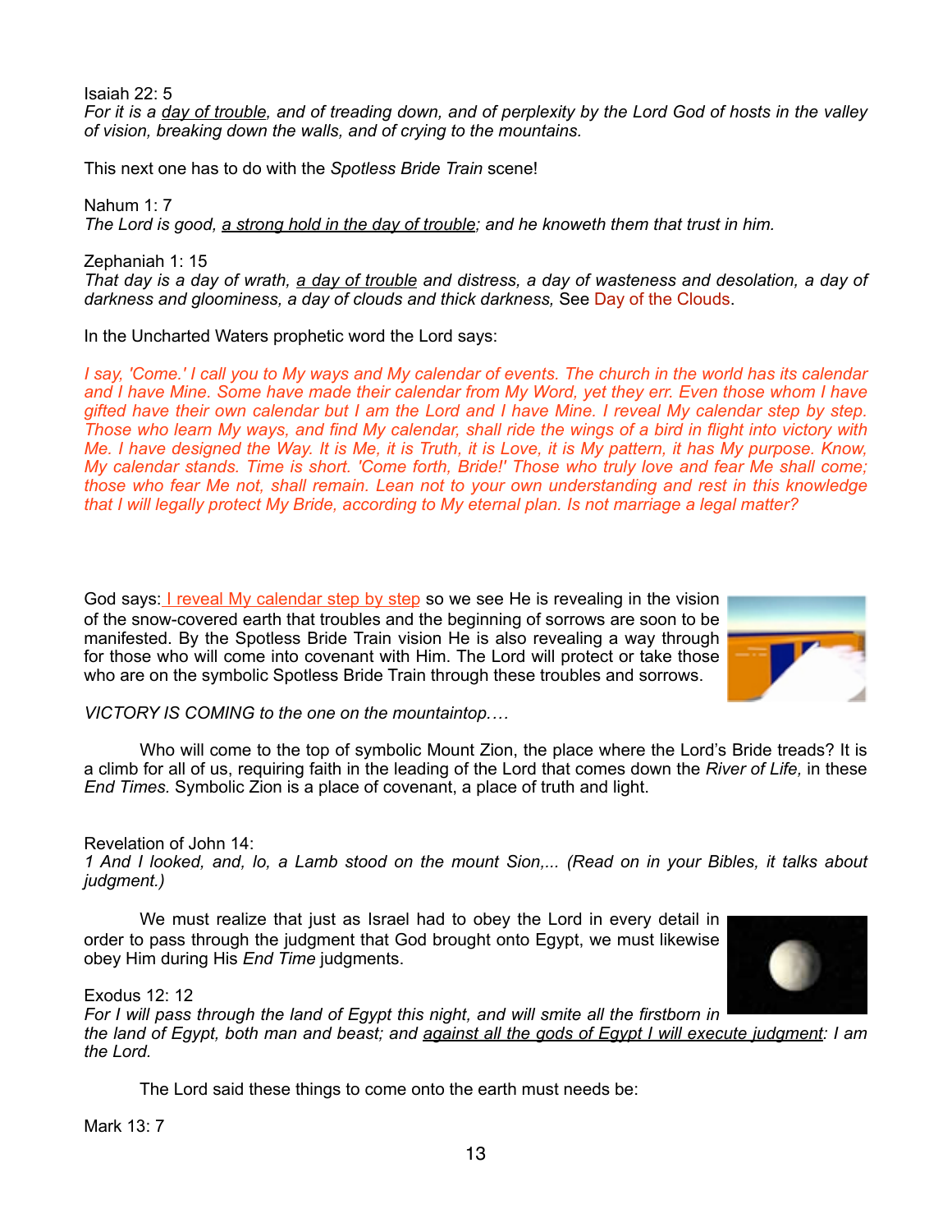Isaiah 22: 5
*For it is a <u>day of trouble</u>, and of treading down, and of perplexity by the Lord God of hosts in the valley of vision, breaking down the walls, and of crying to the mountains.*

This next one has to do with the *Spotless Bride Train* scene!

Nahum 1: 7
*The Lord is good, <u>a strong hold in the day of trouble</u>; and he knoweth them that trust in him.*

Zephaniah 1: 15
*That day is a day of wrath, <u>a day of trouble</u> and distress, a day of wasteness and desolation, a day of darkness and gloominess, a day of clouds and thick darkness,* See Day of the Clouds.

In the Uncharted Waters prophetic word the Lord says:

*I say, 'Come.' I call you to My ways and My calendar of events. The church in the world has its calendar and I have Mine. Some have made their calendar from My Word, yet they err. Even those whom I have gifted have their own calendar but I am the Lord and I have Mine. I reveal My calendar step by step. Those who learn My ways, and find My calendar, shall ride the wings of a bird in flight into victory with Me. I have designed the Way. It is Me, it is Truth, it is Love, it is My pattern, it has My purpose. Know, My calendar stands. Time is short. 'Come forth, Bride!' Those who truly love and fear Me shall come; those who fear Me not, shall remain. Lean not to your own understanding and rest in this knowledge that I will legally protect My Bride, according to My eternal plan. Is not marriage a legal matter?*

God says: <u>I reveal My calendar step by step</u> so we see He is revealing in the vision of the snow-covered earth that troubles and the beginning of sorrows are soon to be manifested. By the Spotless Bride Train vision He is also revealing a way through for those who will come into covenant with Him. The Lord will protect or take those who are on the symbolic Spotless Bride Train through these troubles and sorrows.

*VICTORY IS COMING to the one on the mountaintop….*

Who will come to the top of symbolic Mount Zion, the place where the Lord's Bride treads? It is a climb for all of us, requiring faith in the leading of the Lord that comes down the *River of Life,* in these *End Times.* Symbolic Zion is a place of covenant, a place of truth and light.

Revelation of John 14:
*1 And I looked, and, lo, a Lamb stood on the mount Sion,... (Read on in your Bibles, it talks about judgment.)*

We must realize that just as Israel had to obey the Lord in every detail in order to pass through the judgment that God brought onto Egypt, we must likewise obey Him during His *End Time* judgments.

Exodus 12: 12
*For I will pass through the land of Egypt this night, and will smite all the firstborn in the land of Egypt, both man and beast; and <u>against all the gods of Egypt I will execute judgment</u>: I am the Lord.*

The Lord said these things to come onto the earth must needs be:

Mark 13: 7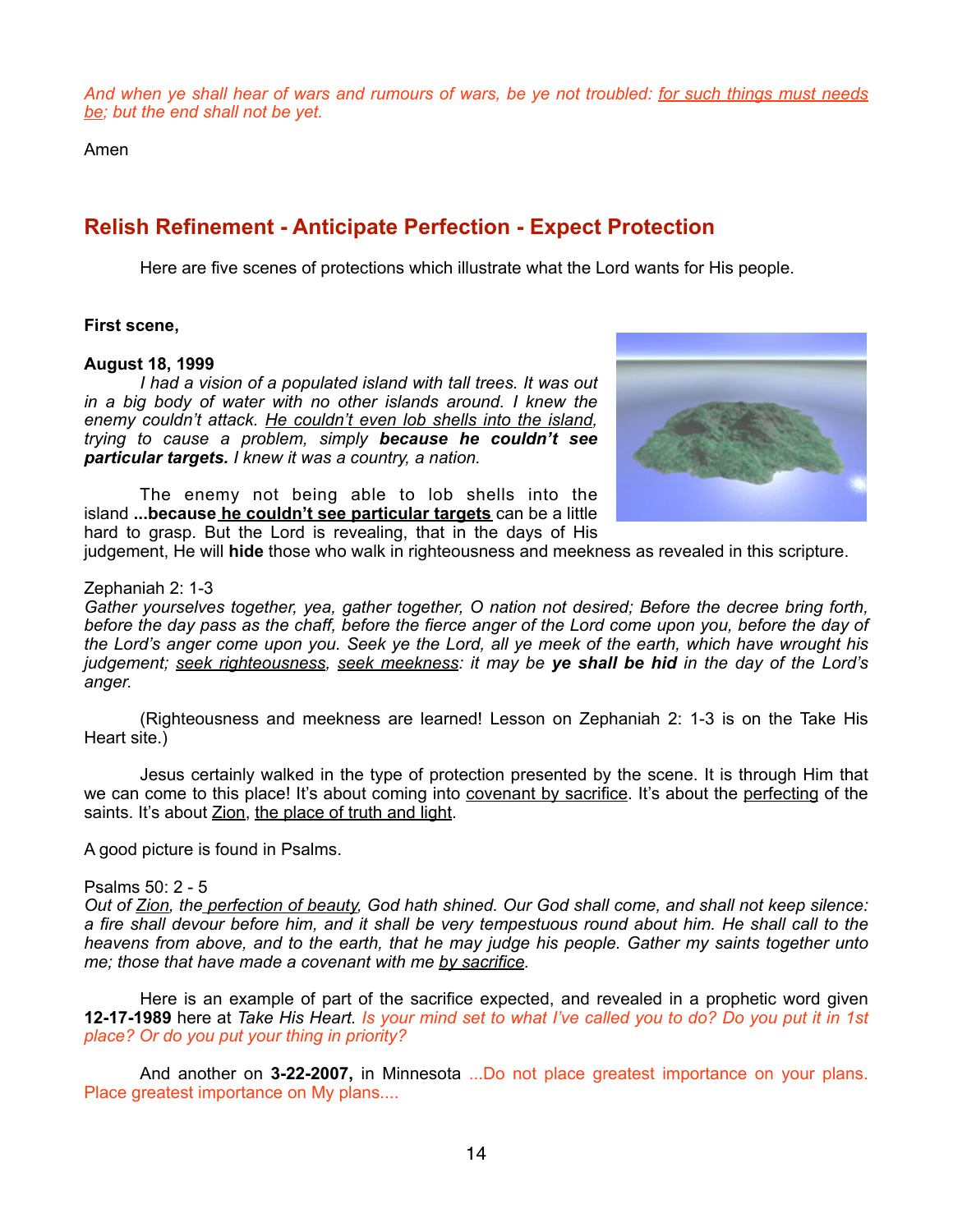*And when ye shall hear of wars and rumours of wars, be ye not troubled: <u>for such things must needs be</u>; but the end shall not be yet.*

Amen

## Relish Refinement - Anticipate Perfection - Expect Protection

Here are five scenes of protections which illustrate what the Lord wants for His people.

**First scene,**

**August 18, 1999**

*I had a vision of a populated island with tall trees. It was out in a big body of water with no other islands around. I knew the enemy couldn't attack. <u>He couldn't even lob shells into the island</u>, trying to cause a problem, simply **because he couldn't see particular targets.** I knew it was a country, a nation.*

The enemy not being able to lob shells into the island **...because <u>he couldn't see particular targets</u>** can be a little hard to grasp. But the Lord is revealing, that in the days of His judgement, He will **hide** those who walk in righteousness and meekness as revealed in this scripture.

Zephaniah 2: 1-3
*Gather yourselves together, yea, gather together, O nation not desired; Before the decree bring forth, before the day pass as the chaff, before the fierce anger of the Lord come upon you, before the day of the Lord's anger come upon you. Seek ye the Lord, all ye meek of the earth, which have wrought his judgement; <u>seek righteousness</u>, <u>seek meekness</u>: it may be **ye shall be hid** in the day of the Lord's anger.*

(Righteousness and meekness are learned! Lesson on Zephaniah 2: 1-3 is on the Take His Heart site.)

Jesus certainly walked in the type of protection presented by the scene. It is through Him that we can come to this place! It's about coming into <u>covenant by sacrifice</u>. It's about the <u>perfecting</u> of the saints. It's about <u>Zion</u>, <u>the place of truth and light</u>.

A good picture is found in Psalms.

Psalms 50: 2 - 5
*Out of <u>Zion</u>, the <u>perfection of beauty</u>, God hath shined. Our God shall come, and shall not keep silence: a fire shall devour before him, and it shall be very tempestuous round about him. He shall call to the heavens from above, and to the earth, that he may judge his people. Gather my saints together unto me; those that have made a covenant with me <u>by sacrifice</u>.*

Here is an example of part of the sacrifice expected, and revealed in a prophetic word given **12-17-1989** here at *Take His Heart*. *Is your mind set to what I've called you to do? Do you put it in 1st place? Or do you put your thing in priority?*

And another on **3-22-2007,** in Minnesota ...Do not place greatest importance on your plans. Place greatest importance on My plans....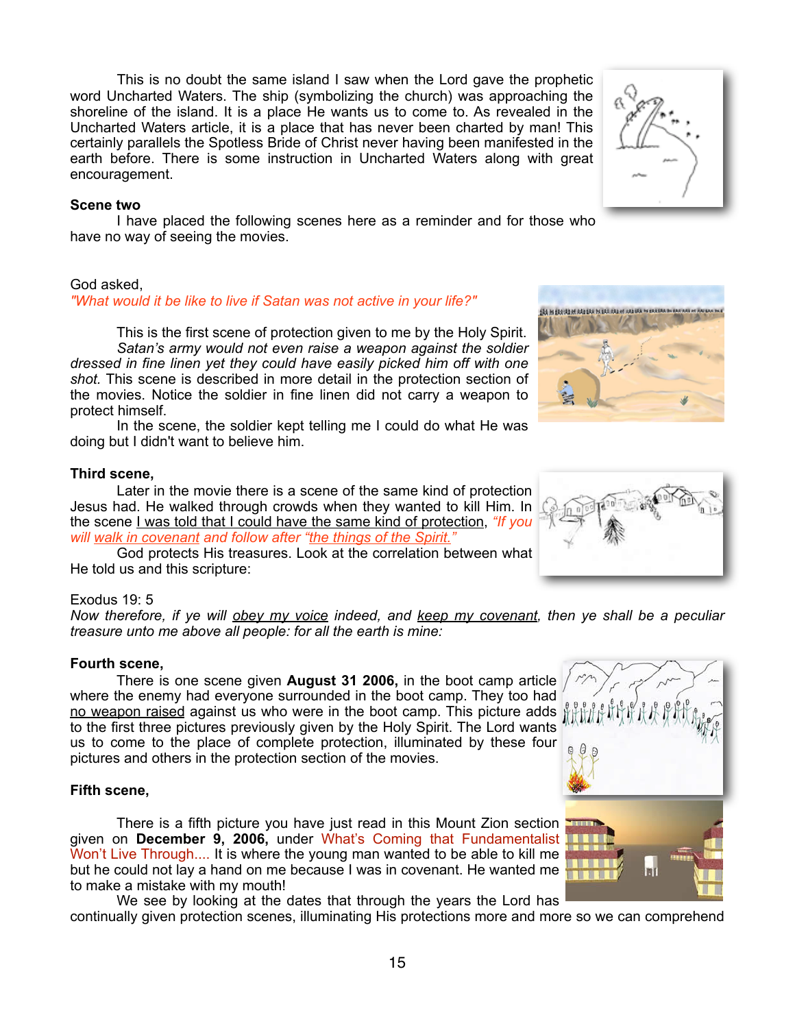This is no doubt the same island I saw when the Lord gave the prophetic word Uncharted Waters. The ship (symbolizing the church) was approaching the shoreline of the island. It is a place He wants us to come to. As revealed in the Uncharted Waters article, it is a place that has never been charted by man! This certainly parallels the Spotless Bride of Christ never having been manifested in the earth before. There is some instruction in Uncharted Waters along with great encouragement.

**Scene two**

I have placed the following scenes here as a reminder and for those who have no way of seeing the movies.

God asked,
*"What would it be like to live if Satan was not active in your life?"*

This is the first scene of protection given to me by the Holy Spirit. *Satan's army would not even raise a weapon against the soldier dressed in fine linen yet they could have easily picked him off with one shot.* This scene is described in more detail in the protection section of the movies. Notice the soldier in fine linen did not carry a weapon to protect himself.

In the scene, the soldier kept telling me I could do what He was doing but I didn't want to believe him.

**Third scene,**

Later in the movie there is a scene of the same kind of protection Jesus had. He walked through crowds when they wanted to kill Him. In the scene I was told that I could have the same kind of protection, *"If you will walk in covenant and follow after "the things of the Spirit."*

God protects His treasures. Look at the correlation between what He told us and this scripture:

Exodus 19: 5
*Now therefore, if ye will obey my voice indeed, and keep my covenant, then ye shall be a peculiar treasure unto me above all people: for all the earth is mine:*

**Fourth scene,**

There is one scene given **August 31 2006,** in the boot camp article where the enemy had everyone surrounded in the boot camp. They too had no weapon raised against us who were in the boot camp. This picture adds to the first three pictures previously given by the Holy Spirit. The Lord wants us to come to the place of complete protection, illuminated by these four pictures and others in the protection section of the movies.

**Fifth scene,**

There is a fifth picture you have just read in this Mount Zion section given on **December 9, 2006,** under What's Coming that Fundamentalist Won't Live Through.... It is where the young man wanted to be able to kill me but he could not lay a hand on me because I was in covenant. He wanted me to make a mistake with my mouth!

We see by looking at the dates that through the years the Lord has continually given protection scenes, illuminating His protections more and more so we can comprehend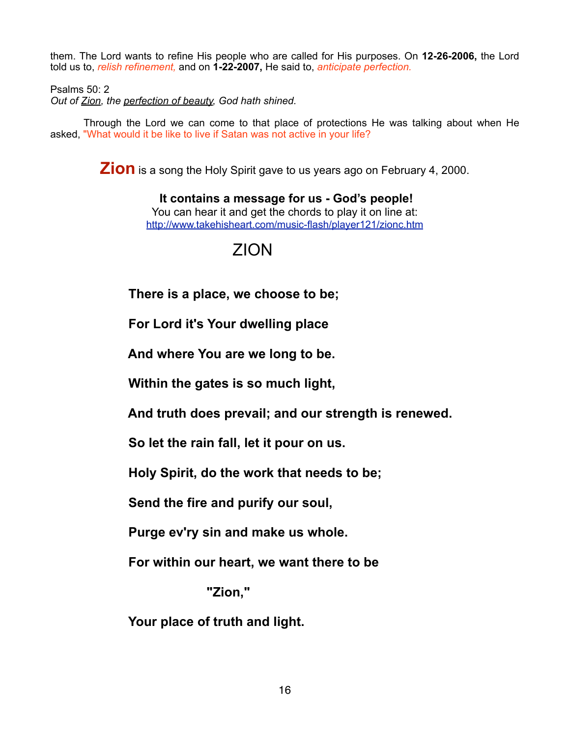them. The Lord wants to refine His people who are called for His purposes. On **12-26-2006,** the Lord told us to, *relish refinement,* and on **1-22-2007,** He said to, *anticipate perfection.*

Psalms 50: 2
*Out of Zion, the perfection of beauty, God hath shined.*

Through the Lord we can come to that place of protections He was talking about when He asked, "What would it be like to live if Satan was not active in your life?

**Zion** is a song the Holy Spirit gave to us years ago on February 4, 2000.

**It contains a message for us - God's people!**
You can hear it and get the chords to play it on line at:
http://www.takehisheart.com/music-flash/player121/zionc.htm

# ZION

**There is a place, we choose to be;**

**For Lord it's Your dwelling place**

**And where You are we long to be.**

**Within the gates is so much light,**

**And truth does prevail; and our strength is renewed.**

**So let the rain fall, let it pour on us.**

**Holy Spirit, do the work that needs to be;**

**Send the fire and purify our soul,**

**Purge ev'ry sin and make us whole.**

**For within our heart, we want there to be**

**"Zion,"**

**Your place of truth and light.**